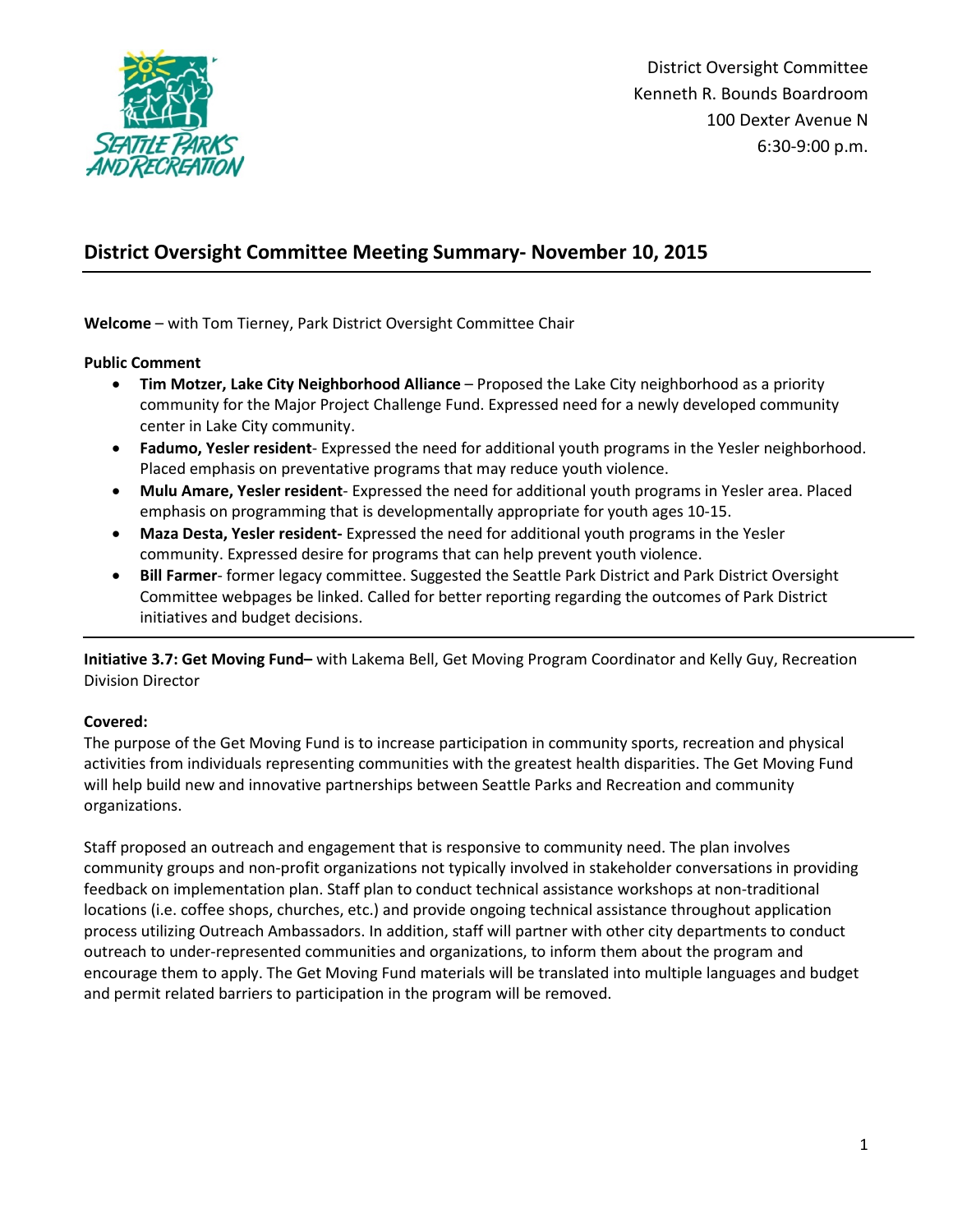District Oversight Committee
Kenneth R. Bounds Boardroom
100 Dexter Avenue N
6:30-9:00 p.m.

## District Oversight Committee Meeting Summary- November 10, 2015

**Welcome** – with Tom Tierney, Park District Oversight Committee Chair

**Public Comment**

- **Tim Motzer, Lake City Neighborhood Alliance** – Proposed the Lake City neighborhood as a priority community for the Major Project Challenge Fund. Expressed need for a newly developed community center in Lake City community.
- **Fadumo, Yesler resident**- Expressed the need for additional youth programs in the Yesler neighborhood. Placed emphasis on preventative programs that may reduce youth violence.
- **Mulu Amare, Yesler resident**- Expressed the need for additional youth programs in Yesler area. Placed emphasis on programming that is developmentally appropriate for youth ages 10-15.
- **Maza Desta, Yesler resident-** Expressed the need for additional youth programs in the Yesler community. Expressed desire for programs that can help prevent youth violence.
- **Bill Farmer**- former legacy committee. Suggested the Seattle Park District and Park District Oversight Committee webpages be linked. Called for better reporting regarding the outcomes of Park District initiatives and budget decisions.

---

**Initiative 3.7: Get Moving Fund–** with Lakema Bell, Get Moving Program Coordinator and Kelly Guy, Recreation Division Director

**Covered:**

The purpose of the Get Moving Fund is to increase participation in community sports, recreation and physical activities from individuals representing communities with the greatest health disparities. The Get Moving Fund will help build new and innovative partnerships between Seattle Parks and Recreation and community organizations.

Staff proposed an outreach and engagement that is responsive to community need. The plan involves community groups and non-profit organizations not typically involved in stakeholder conversations in providing feedback on implementation plan. Staff plan to conduct technical assistance workshops at non-traditional locations (i.e. coffee shops, churches, etc.) and provide ongoing technical assistance throughout application process utilizing Outreach Ambassadors. In addition, staff will partner with other city departments to conduct outreach to under-represented communities and organizations, to inform them about the program and encourage them to apply. The Get Moving Fund materials will be translated into multiple languages and budget and permit related barriers to participation in the program will be removed.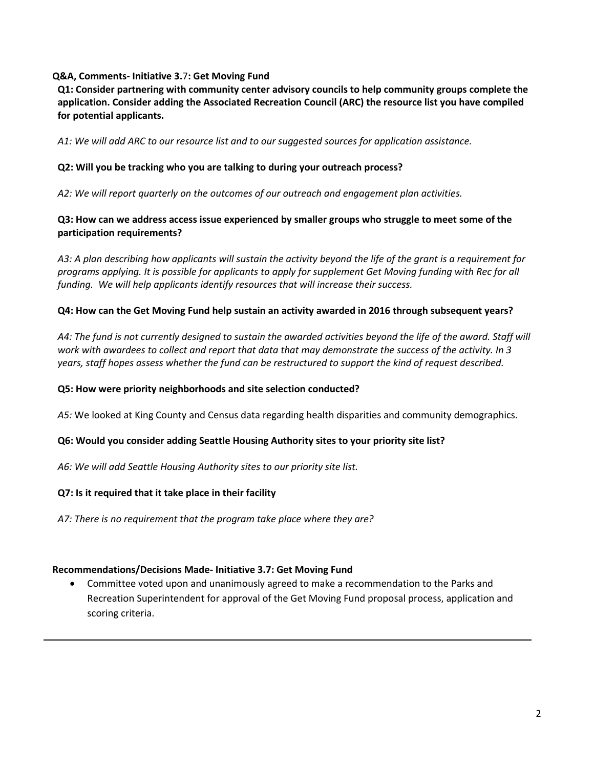**Q&A, Comments- Initiative 3.7: Get Moving Fund**

**Q1: Consider partnering with community center advisory councils to help community groups complete the application. Consider adding the Associated Recreation Council (ARC) the resource list you have compiled for potential applicants.**

*A1: We will add ARC to our resource list and to our suggested sources for application assistance.*

**Q2: Will you be tracking who you are talking to during your outreach process?**

*A2: We will report quarterly on the outcomes of our outreach and engagement plan activities.*

**Q3: How can we address access issue experienced by smaller groups who struggle to meet some of the participation requirements?**

*A3: A plan describing how applicants will sustain the activity beyond the life of the grant is a requirement for programs applying. It is possible for applicants to apply for supplement Get Moving funding with Rec for all funding. We will help applicants identify resources that will increase their success.*

**Q4: How can the Get Moving Fund help sustain an activity awarded in 2016 through subsequent years?**

*A4: The fund is not currently designed to sustain the awarded activities beyond the life of the award. Staff will work with awardees to collect and report that data that may demonstrate the success of the activity. In 3 years, staff hopes assess whether the fund can be restructured to support the kind of request described.*

**Q5: How were priority neighborhoods and site selection conducted?**

*A5:* We looked at King County and Census data regarding health disparities and community demographics.

**Q6: Would you consider adding Seattle Housing Authority sites to your priority site list?**

*A6: We will add Seattle Housing Authority sites to our priority site list.*

**Q7: Is it required that it take place in their facility**

*A7: There is no requirement that the program take place where they are?*

**Recommendations/Decisions Made- Initiative 3.7: Get Moving Fund**

- Committee voted upon and unanimously agreed to make a recommendation to the Parks and Recreation Superintendent for approval of the Get Moving Fund proposal process, application and scoring criteria.

---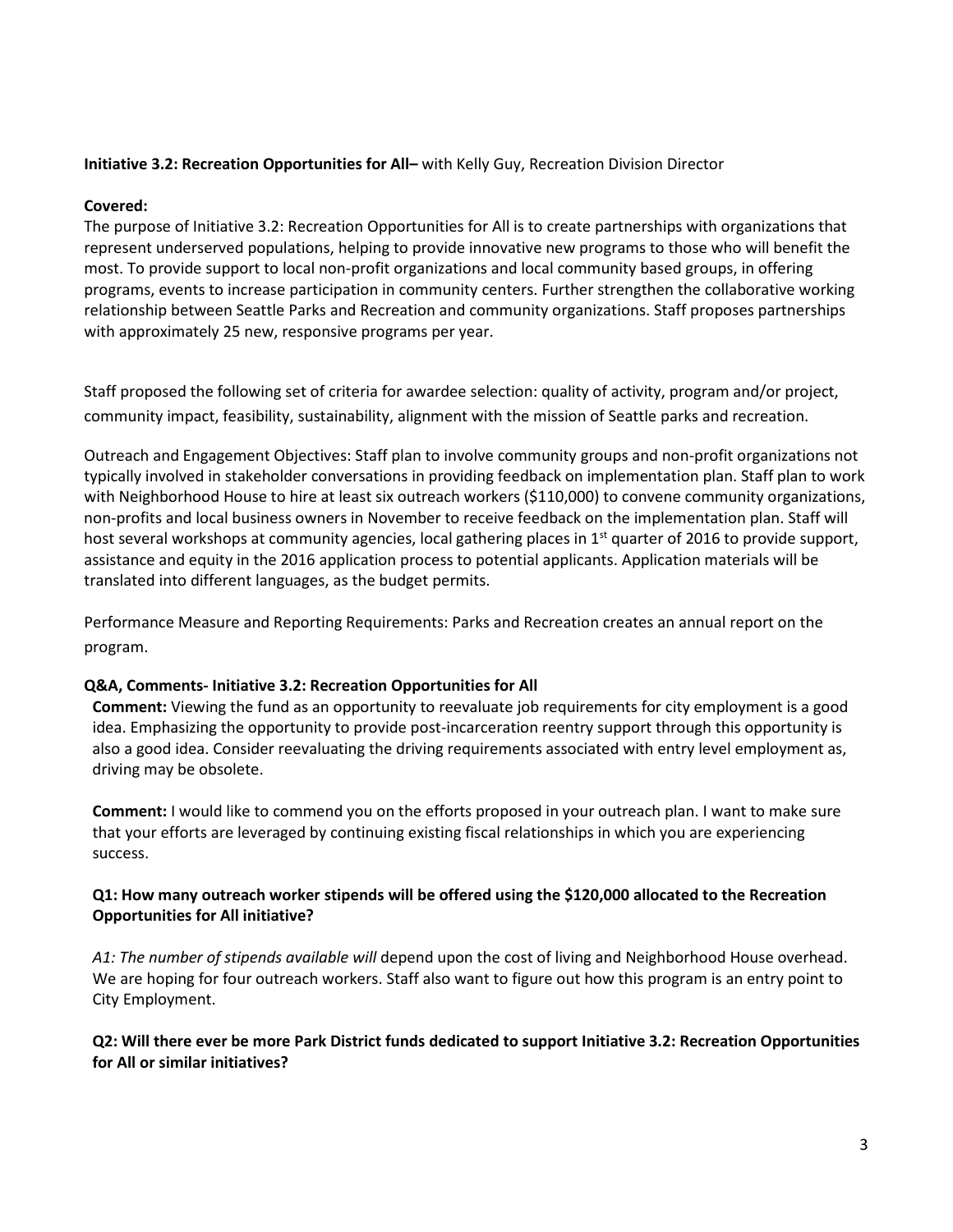**Initiative 3.2: Recreation Opportunities for All–** with Kelly Guy, Recreation Division Director

**Covered:**
The purpose of Initiative 3.2: Recreation Opportunities for All is to create partnerships with organizations that represent underserved populations, helping to provide innovative new programs to those who will benefit the most. To provide support to local non-profit organizations and local community based groups, in offering programs, events to increase participation in community centers. Further strengthen the collaborative working relationship between Seattle Parks and Recreation and community organizations. Staff proposes partnerships with approximately 25 new, responsive programs per year.

Staff proposed the following set of criteria for awardee selection: quality of activity, program and/or project, community impact, feasibility, sustainability, alignment with the mission of Seattle parks and recreation.

Outreach and Engagement Objectives: Staff plan to involve community groups and non-profit organizations not typically involved in stakeholder conversations in providing feedback on implementation plan. Staff plan to work with Neighborhood House to hire at least six outreach workers ($110,000) to convene community organizations, non-profits and local business owners in November to receive feedback on the implementation plan. Staff will host several workshops at community agencies, local gathering places in 1st quarter of 2016 to provide support, assistance and equity in the 2016 application process to potential applicants. Application materials will be translated into different languages, as the budget permits.

Performance Measure and Reporting Requirements: Parks and Recreation creates an annual report on the program.

**Q&A, Comments- Initiative 3.2: Recreation Opportunities for All**

**Comment:** Viewing the fund as an opportunity to reevaluate job requirements for city employment is a good idea. Emphasizing the opportunity to provide post-incarceration reentry support through this opportunity is also a good idea. Consider reevaluating the driving requirements associated with entry level employment as, driving may be obsolete.

**Comment:** I would like to commend you on the efforts proposed in your outreach plan. I want to make sure that your efforts are leveraged by continuing existing fiscal relationships in which you are experiencing success.

**Q1: How many outreach worker stipends will be offered using the $120,000 allocated to the Recreation Opportunities for All initiative?**

*A1: The number of stipends available will* depend upon the cost of living and Neighborhood House overhead. We are hoping for four outreach workers. Staff also want to figure out how this program is an entry point to City Employment.

**Q2: Will there ever be more Park District funds dedicated to support Initiative 3.2: Recreation Opportunities for All or similar initiatives?**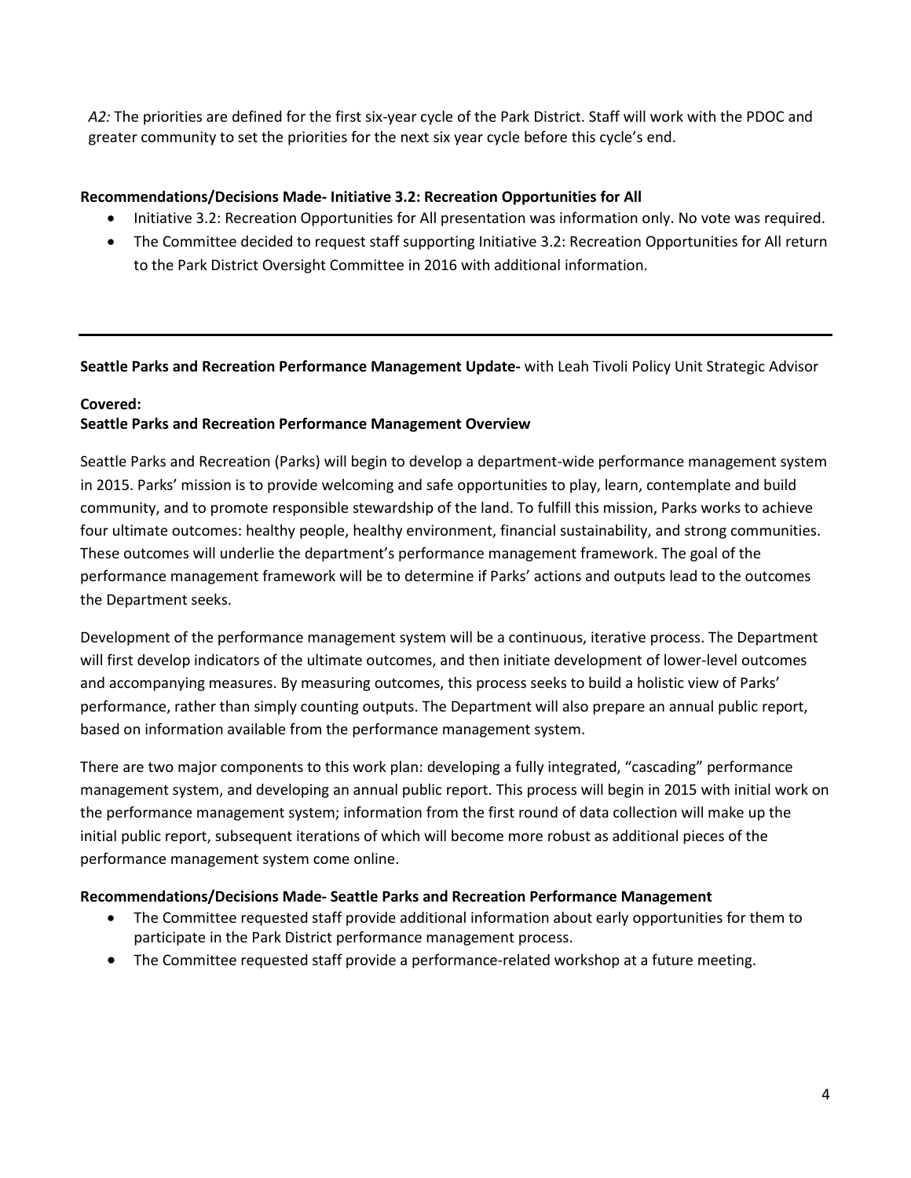*A2:* The priorities are defined for the first six-year cycle of the Park District. Staff will work with the PDOC and greater community to set the priorities for the next six year cycle before this cycle's end.

**Recommendations/Decisions Made- Initiative 3.2: Recreation Opportunities for All**

- Initiative 3.2: Recreation Opportunities for All presentation was information only. No vote was required.
- The Committee decided to request staff supporting Initiative 3.2: Recreation Opportunities for All return to the Park District Oversight Committee in 2016 with additional information.

---

**Seattle Parks and Recreation Performance Management Update-** with Leah Tivoli Policy Unit Strategic Advisor

**Covered:**

**Seattle Parks and Recreation Performance Management Overview**

Seattle Parks and Recreation (Parks) will begin to develop a department-wide performance management system in 2015. Parks' mission is to provide welcoming and safe opportunities to play, learn, contemplate and build community, and to promote responsible stewardship of the land. To fulfill this mission, Parks works to achieve four ultimate outcomes: healthy people, healthy environment, financial sustainability, and strong communities. These outcomes will underlie the department's performance management framework. The goal of the performance management framework will be to determine if Parks' actions and outputs lead to the outcomes the Department seeks.

Development of the performance management system will be a continuous, iterative process. The Department will first develop indicators of the ultimate outcomes, and then initiate development of lower-level outcomes and accompanying measures. By measuring outcomes, this process seeks to build a holistic view of Parks' performance, rather than simply counting outputs. The Department will also prepare an annual public report, based on information available from the performance management system.

There are two major components to this work plan: developing a fully integrated, "cascading" performance management system, and developing an annual public report. This process will begin in 2015 with initial work on the performance management system; information from the first round of data collection will make up the initial public report, subsequent iterations of which will become more robust as additional pieces of the performance management system come online.

**Recommendations/Decisions Made- Seattle Parks and Recreation Performance Management**

- The Committee requested staff provide additional information about early opportunities for them to participate in the Park District performance management process.
- The Committee requested staff provide a performance-related workshop at a future meeting.